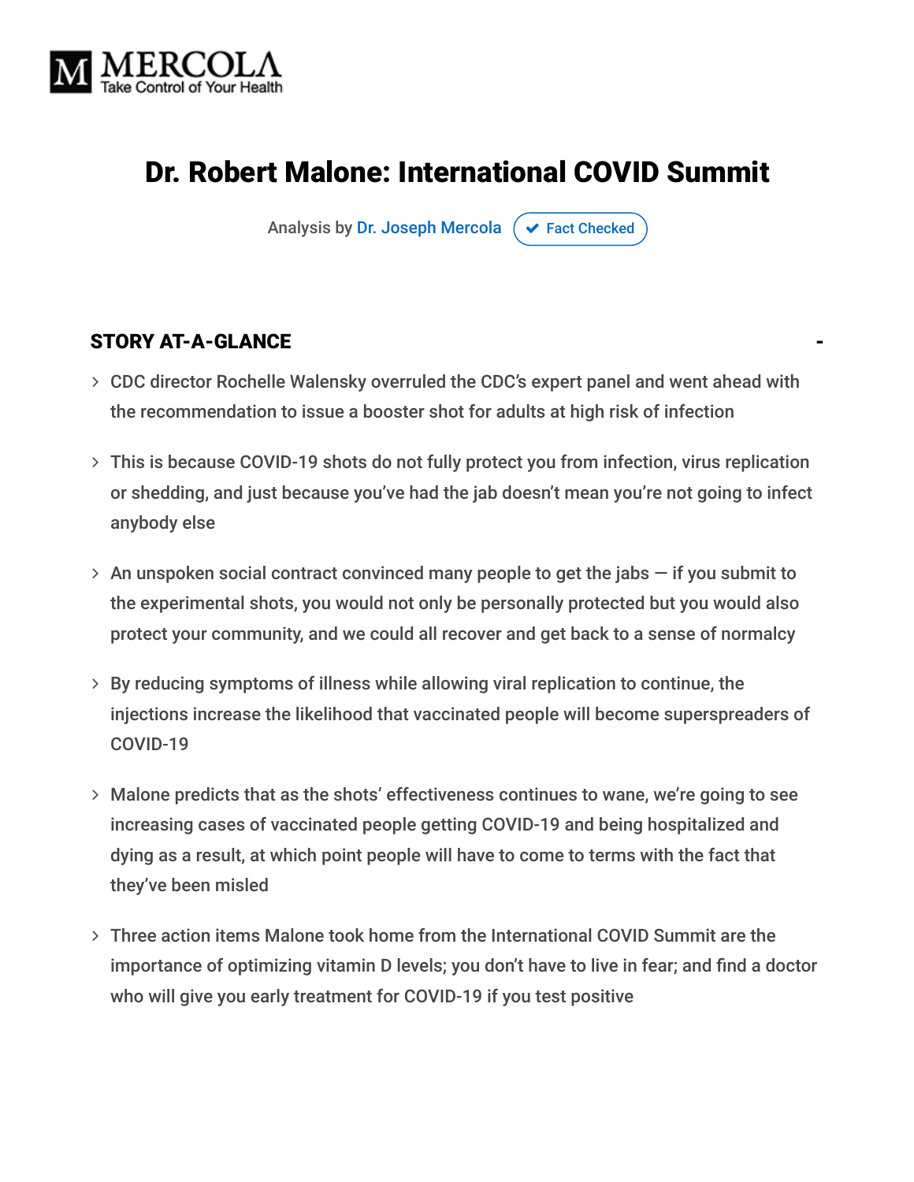MERCOLA
Take Control of Your Health

# Dr. Robert Malone: International COVID Summit

Analysis by Dr. Joseph Mercola ✔ Fact Checked

## STORY AT-A-GLANCE

- CDC director Rochelle Walensky overruled the CDC's expert panel and went ahead with the recommendation to issue a booster shot for adults at high risk of infection
- This is because COVID-19 shots do not fully protect you from infection, virus replication or shedding, and just because you've had the jab doesn't mean you're not going to infect anybody else
- An unspoken social contract convinced many people to get the jabs — if you submit to the experimental shots, you would not only be personally protected but you would also protect your community, and we could all recover and get back to a sense of normalcy
- By reducing symptoms of illness while allowing viral replication to continue, the injections increase the likelihood that vaccinated people will become superspreaders of COVID-19
- Malone predicts that as the shots' effectiveness continues to wane, we're going to see increasing cases of vaccinated people getting COVID-19 and being hospitalized and dying as a result, at which point people will have to come to terms with the fact that they've been misled
- Three action items Malone took home from the International COVID Summit are the importance of optimizing vitamin D levels; you don't have to live in fear; and find a doctor who will give you early treatment for COVID-19 if you test positive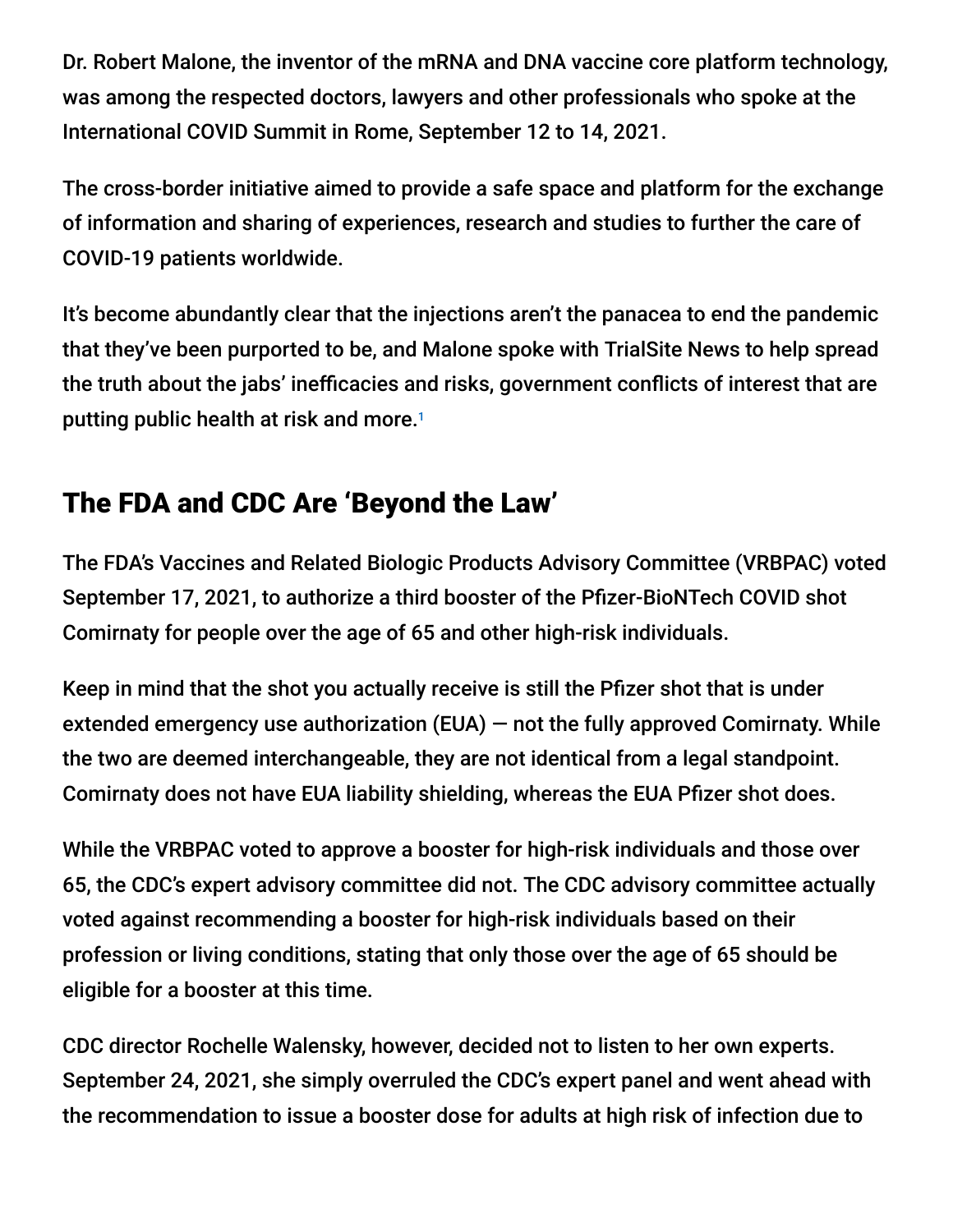Dr. Robert Malone, the inventor of the mRNA and DNA vaccine core platform technology, was among the respected doctors, lawyers and other professionals who spoke at the International COVID Summit in Rome, September 12 to 14, 2021.

The cross-border initiative aimed to provide a safe space and platform for the exchange of information and sharing of experiences, research and studies to further the care of COVID-19 patients worldwide.

It's become abundantly clear that the injections aren't the panacea to end the pandemic that they've been purported to be, and Malone spoke with TrialSite News to help spread the truth about the jabs' inefficacies and risks, government conflicts of interest that are putting public health at risk and more.[1]

## The FDA and CDC Are 'Beyond the Law'

The FDA's Vaccines and Related Biologic Products Advisory Committee (VRBPAC) voted September 17, 2021, to authorize a third booster of the Pfizer-BioNTech COVID shot Comirnaty for people over the age of 65 and other high-risk individuals.

Keep in mind that the shot you actually receive is still the Pfizer shot that is under extended emergency use authorization (EUA) — not the fully approved Comirnaty. While the two are deemed interchangeable, they are not identical from a legal standpoint. Comirnaty does not have EUA liability shielding, whereas the EUA Pfizer shot does.

While the VRBPAC voted to approve a booster for high-risk individuals and those over 65, the CDC's expert advisory committee did not. The CDC advisory committee actually voted against recommending a booster for high-risk individuals based on their profession or living conditions, stating that only those over the age of 65 should be eligible for a booster at this time.

CDC director Rochelle Walensky, however, decided not to listen to her own experts. September 24, 2021, she simply overruled the CDC's expert panel and went ahead with the recommendation to issue a booster dose for adults at high risk of infection due to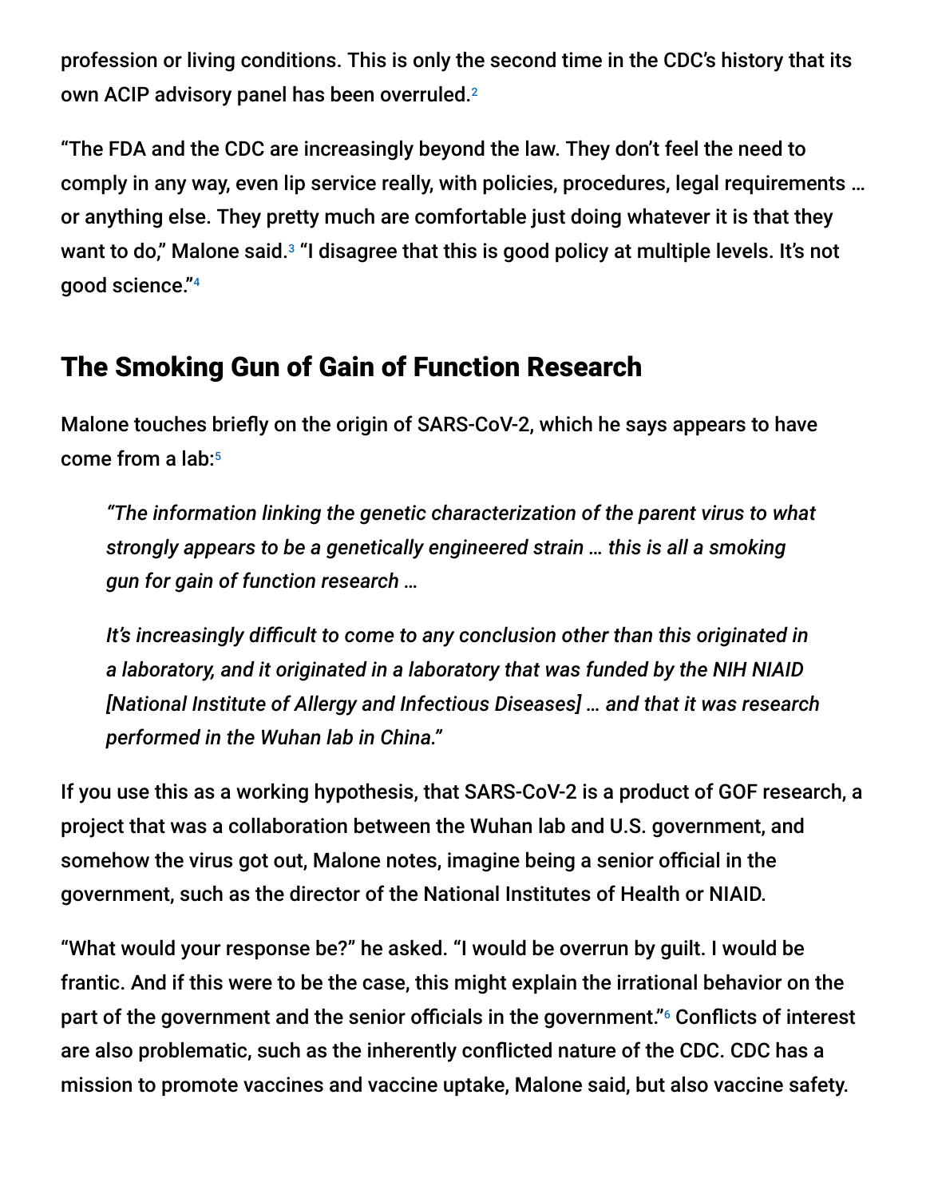profession or living conditions. This is only the second time in the CDC's history that its own ACIP advisory panel has been overruled.[2]

"The FDA and the CDC are increasingly beyond the law. They don't feel the need to comply in any way, even lip service really, with policies, procedures, legal requirements … or anything else. They pretty much are comfortable just doing whatever it is that they want to do," Malone said.[3] "I disagree that this is good policy at multiple levels. It's not good science."[4]

## The Smoking Gun of Gain of Function Research

Malone touches briefly on the origin of SARS-CoV-2, which he says appears to have come from a lab:[5]

> *"The information linking the genetic characterization of the parent virus to what strongly appears to be a genetically engineered strain … this is all a smoking gun for gain of function research …*
>
> *It's increasingly difficult to come to any conclusion other than this originated in a laboratory, and it originated in a laboratory that was funded by the NIH NIAID [National Institute of Allergy and Infectious Diseases] … and that it was research performed in the Wuhan lab in China."*

If you use this as a working hypothesis, that SARS-CoV-2 is a product of GOF research, a project that was a collaboration between the Wuhan lab and U.S. government, and somehow the virus got out, Malone notes, imagine being a senior official in the government, such as the director of the National Institutes of Health or NIAID.

"What would your response be?" he asked. "I would be overrun by guilt. I would be frantic. And if this were to be the case, this might explain the irrational behavior on the part of the government and the senior officials in the government."[6] Conflicts of interest are also problematic, such as the inherently conflicted nature of the CDC. CDC has a mission to promote vaccines and vaccine uptake, Malone said, but also vaccine safety.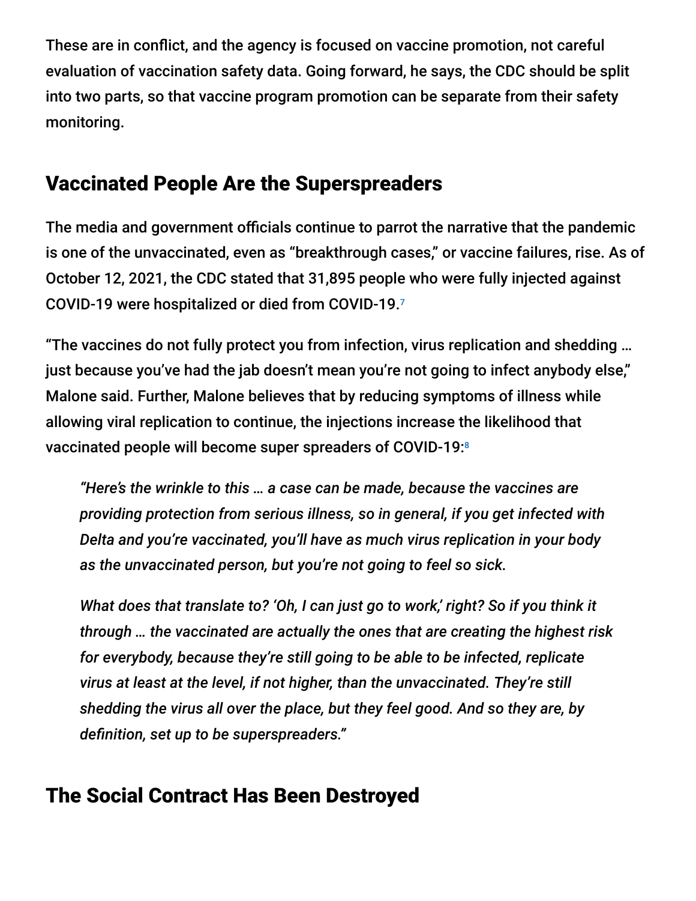These are in conflict, and the agency is focused on vaccine promotion, not careful evaluation of vaccination safety data. Going forward, he says, the CDC should be split into two parts, so that vaccine program promotion can be separate from their safety monitoring.

## Vaccinated People Are the Superspreaders

The media and government officials continue to parrot the narrative that the pandemic is one of the unvaccinated, even as "breakthrough cases," or vaccine failures, rise. As of October 12, 2021, the CDC stated that 31,895 people who were fully injected against COVID-19 were hospitalized or died from COVID-19.[7]

"The vaccines do not fully protect you from infection, virus replication and shedding … just because you've had the jab doesn't mean you're not going to infect anybody else," Malone said. Further, Malone believes that by reducing symptoms of illness while allowing viral replication to continue, the injections increase the likelihood that vaccinated people will become super spreaders of COVID-19:[8]

> *"Here's the wrinkle to this … a case can be made, because the vaccines are providing protection from serious illness, so in general, if you get infected with Delta and you're vaccinated, you'll have as much virus replication in your body as the unvaccinated person, but you're not going to feel so sick.*
>
> *What does that translate to? 'Oh, I can just go to work,' right? So if you think it through … the vaccinated are actually the ones that are creating the highest risk for everybody, because they're still going to be able to be infected, replicate virus at least at the level, if not higher, than the unvaccinated. They're still shedding the virus all over the place, but they feel good. And so they are, by definition, set up to be superspreaders."*

## The Social Contract Has Been Destroyed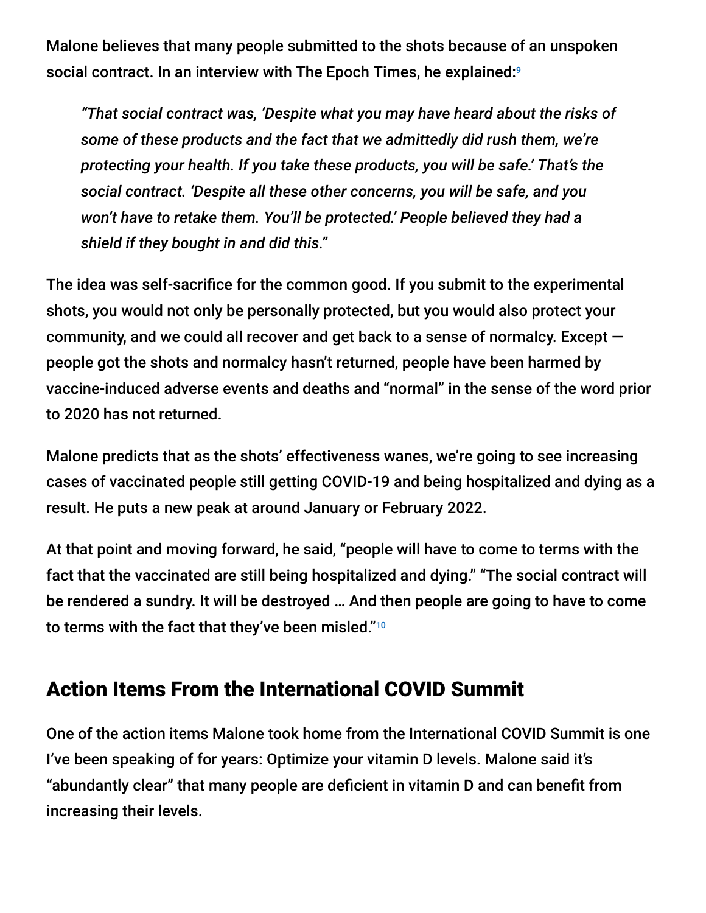Malone believes that many people submitted to the shots because of an unspoken social contract. In an interview with The Epoch Times, he explained:[9]

> *"That social contract was, 'Despite what you may have heard about the risks of some of these products and the fact that we admittedly did rush them, we're protecting your health. If you take these products, you will be safe.' That's the social contract. 'Despite all these other concerns, you will be safe, and you won't have to retake them. You'll be protected.' People believed they had a shield if they bought in and did this."*

The idea was self-sacrifice for the common good. If you submit to the experimental shots, you would not only be personally protected, but you would also protect your community, and we could all recover and get back to a sense of normalcy. Except — people got the shots and normalcy hasn't returned, people have been harmed by vaccine-induced adverse events and deaths and "normal" in the sense of the word prior to 2020 has not returned.

Malone predicts that as the shots' effectiveness wanes, we're going to see increasing cases of vaccinated people still getting COVID-19 and being hospitalized and dying as a result. He puts a new peak at around January or February 2022.

At that point and moving forward, he said, "people will have to come to terms with the fact that the vaccinated are still being hospitalized and dying." "The social contract will be rendered a sundry. It will be destroyed … And then people are going to have to come to terms with the fact that they've been misled."[10]

## Action Items From the International COVID Summit

One of the action items Malone took home from the International COVID Summit is one I've been speaking of for years: Optimize your vitamin D levels. Malone said it's "abundantly clear" that many people are deficient in vitamin D and can benefit from increasing their levels.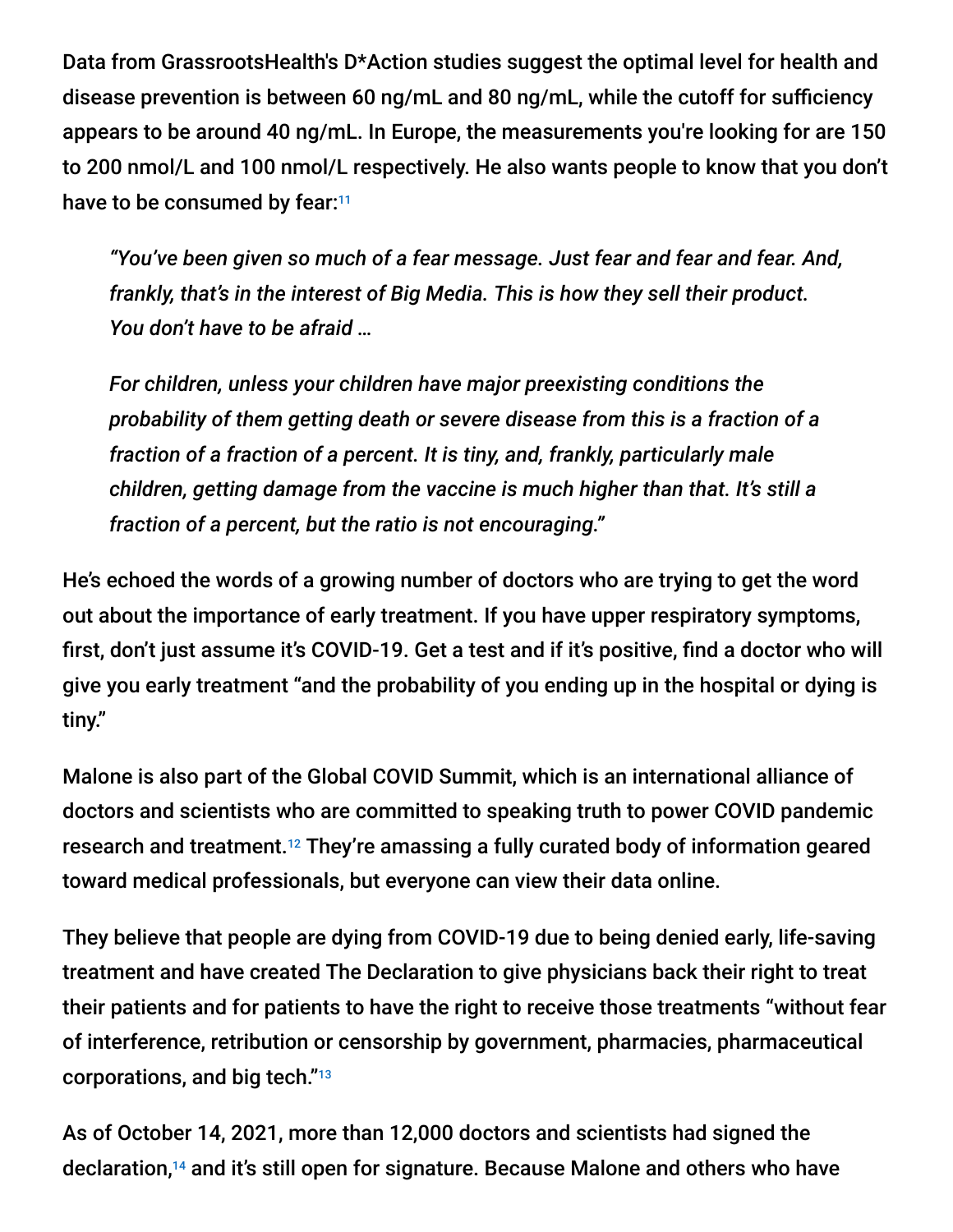Data from GrassrootsHealth's D*Action studies suggest the optimal level for health and disease prevention is between 60 ng/mL and 80 ng/mL, while the cutoff for sufficiency appears to be around 40 ng/mL. In Europe, the measurements you're looking for are 150 to 200 nmol/L and 100 nmol/L respectively. He also wants people to know that you don't have to be consumed by fear:[11]

> *"You've been given so much of a fear message. Just fear and fear and fear. And, frankly, that's in the interest of Big Media. This is how they sell their product. You don't have to be afraid …*
>
> *For children, unless your children have major preexisting conditions the probability of them getting death or severe disease from this is a fraction of a fraction of a fraction of a percent. It is tiny, and, frankly, particularly male children, getting damage from the vaccine is much higher than that. It's still a fraction of a percent, but the ratio is not encouraging."*

He's echoed the words of a growing number of doctors who are trying to get the word out about the importance of early treatment. If you have upper respiratory symptoms, first, don't just assume it's COVID-19. Get a test and if it's positive, find a doctor who will give you early treatment "and the probability of you ending up in the hospital or dying is tiny."

Malone is also part of the Global COVID Summit, which is an international alliance of doctors and scientists who are committed to speaking truth to power COVID pandemic research and treatment.[12] They're amassing a fully curated body of information geared toward medical professionals, but everyone can view their data online.

They believe that people are dying from COVID-19 due to being denied early, life-saving treatment and have created The Declaration to give physicians back their right to treat their patients and for patients to have the right to receive those treatments "without fear of interference, retribution or censorship by government, pharmacies, pharmaceutical corporations, and big tech."[13]

As of October 14, 2021, more than 12,000 doctors and scientists had signed the declaration,[14] and it's still open for signature. Because Malone and others who have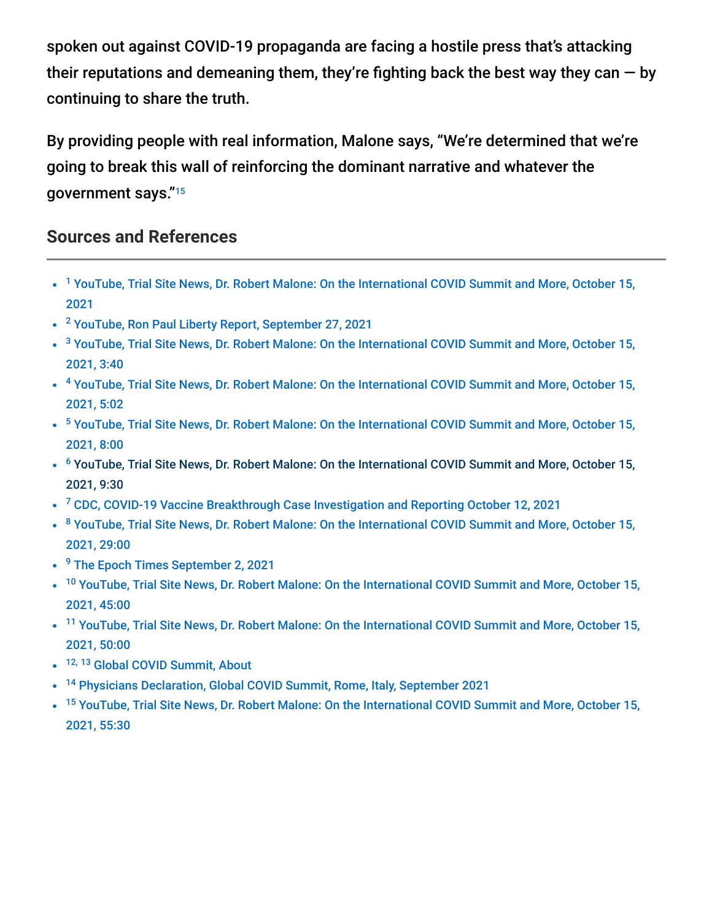spoken out against COVID-19 propaganda are facing a hostile press that's attacking their reputations and demeaning them, they're fighting back the best way they can — by continuing to share the truth.

By providing people with real information, Malone says, "We're determined that we're going to break this wall of reinforcing the dominant narrative and whatever the government says."[15]

## Sources and References

- [1] YouTube, Trial Site News, Dr. Robert Malone: On the International COVID Summit and More, October 15, 2021
- [2] YouTube, Ron Paul Liberty Report, September 27, 2021
- [3] YouTube, Trial Site News, Dr. Robert Malone: On the International COVID Summit and More, October 15, 2021, 3:40
- [4] YouTube, Trial Site News, Dr. Robert Malone: On the International COVID Summit and More, October 15, 2021, 5:02
- [5] YouTube, Trial Site News, Dr. Robert Malone: On the International COVID Summit and More, October 15, 2021, 8:00
- [6] YouTube, Trial Site News, Dr. Robert Malone: On the International COVID Summit and More, October 15, 2021, 9:30
- [7] CDC, COVID-19 Vaccine Breakthrough Case Investigation and Reporting October 12, 2021
- [8] YouTube, Trial Site News, Dr. Robert Malone: On the International COVID Summit and More, October 15, 2021, 29:00
- [9] The Epoch Times September 2, 2021
- [10] YouTube, Trial Site News, Dr. Robert Malone: On the International COVID Summit and More, October 15, 2021, 45:00
- [11] YouTube, Trial Site News, Dr. Robert Malone: On the International COVID Summit and More, October 15, 2021, 50:00
- [12, 13] Global COVID Summit, About
- [14] Physicians Declaration, Global COVID Summit, Rome, Italy, September 2021
- [15] YouTube, Trial Site News, Dr. Robert Malone: On the International COVID Summit and More, October 15, 2021, 55:30